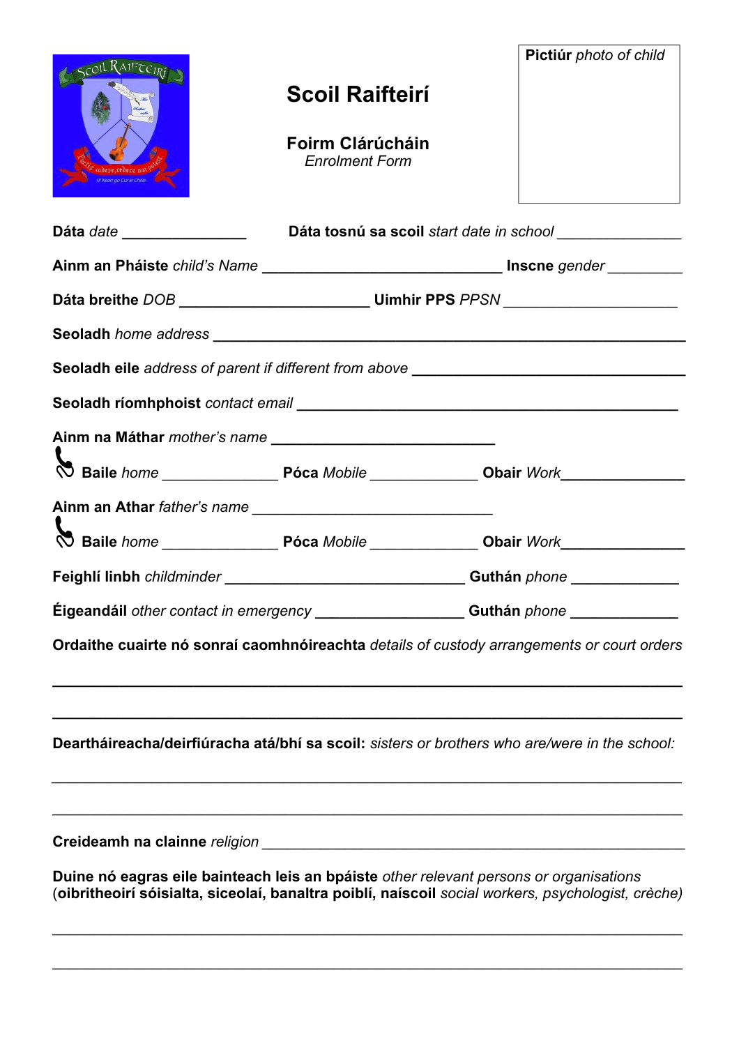# Scoil Raifteirí

## Foirm Clárúcháin
*Enrolment Form*

**Pictiúr** *photo of child*

**Dáta** *date* _______________ **Dáta tosnú sa scoil** *start date in school* _______________

**Ainm an Pháiste** *child's Name* ______________________________ **Inscne** *gender* _________

**Dáta breithe** *DOB* ______________________ **Uimhir PPS** *PPSN* _____________________

**Seoladh** *home address* _______________________________________________________

**Seoladh eile** *address of parent if different from above* ________________________________

**Seoladh ríomhphoist** *contact email* ______________________________________________

**Ainm na Máthar** *mother's name* ____________________________

**Baile** *home* ______________ **Póca** *Mobile* _____________ **Obair** *Work*_______________

**Ainm an Athar** *father's name* ______________________________

**Baile** *home* ______________ **Póca** *Mobile* _____________ **Obair** *Work*_______________

**Feighlí linbh** *childminder* ______________________________ **Guthán** *phone* _____________

**Éigeandáil** *other contact in emergency* __________________ **Guthán** *phone* _____________

**Ordaithe cuairte nó sonraí caomhnóireachta** *details of custody arrangements or court orders*

_______________________________________________________________________________

_______________________________________________________________________________

**Deartháireacha/deirfiúracha atá/bhí sa scoil:** *sisters or brothers who are/were in the school:*

_______________________________________________________________________________

_______________________________________________________________________________

**Creideamh na clainne** *religion* ____________________________________________________

**Duine nó eagras eile bainteach leis an bpáiste** *other relevant persons or organisations* (**oibritheoirí sóisialta, siceolaí, banaltra poiblí, naíscoil** *social workers, psychologist, crèche)*

_______________________________________________________________________________

_______________________________________________________________________________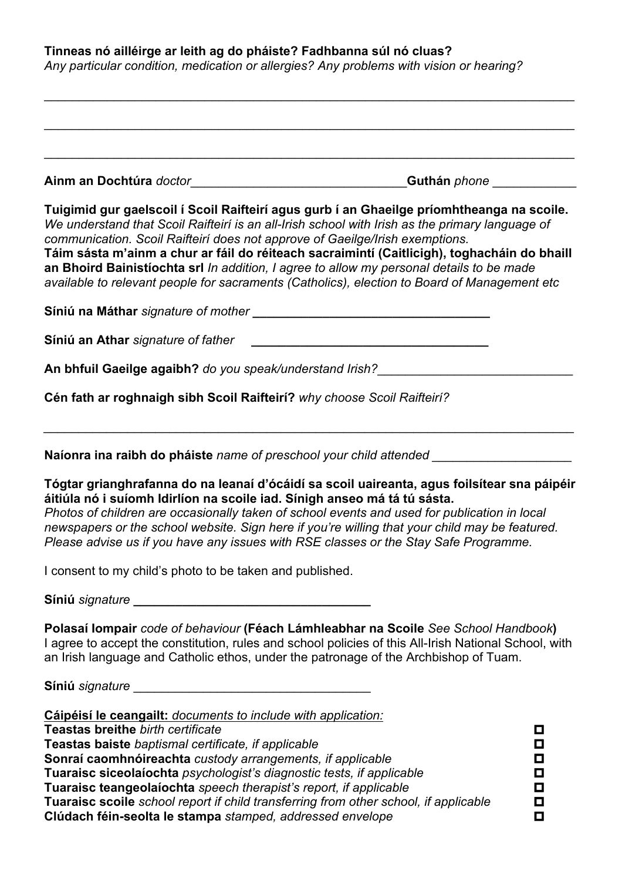**Tinneas nó ailléirge ar leith ag do pháiste? Fadhbanna súl nó cluas?**
*Any particular condition, medication or allergies? Any problems with vision or hearing?*

______________________________________________________________________________

______________________________________________________________________________

______________________________________________________________________________

**Ainm an Dochtúra** *doctor*_______________________________**Guthán** *phone* ____________

**Tuigimid gur gaelscoil í Scoil Raifteirí agus gurb í an Ghaeilge príomhtheanga na scoile.**
*We understand that Scoil Raifteirí is an all-Irish school with Irish as the primary language of communication. Scoil Raifteirí does not approve of Gaeilge/Irish exemptions.*
**Táim sásta m'ainm a chur ar fáil do réiteach sacraimintí (Caitlicigh), toghacháin do bhaill an Bhoird Bainistíochta srl** *In addition, I agree to allow my personal details to be made available to relevant people for sacraments (Catholics), election to Board of Management etc*

**Síniú na Máthar** *signature of mother* **__________________________________**

**Síniú an Athar** *signature of father* **__________________________________**

**An bhfuil Gaeilge agaibh?** *do you speak/understand Irish?*____________________________

**Cén fath ar roghnaigh sibh Scoil Raifteirí?** *why choose Scoil Raifteirí?*

______________________________________________________________________________

**Naíonra ina raibh do pháiste** *name of preschool your child attended* ____________________

**Tógtar grianghrafanna do na leanaí d'ócáidí sa scoil uaireanta, agus foilsítear sna páipéir áitiúla nó i suíomh Idirlíon na scoile iad. Sínigh anseo má tá tú sásta.**
*Photos of children are occasionally taken of school events and used for publication in local newspapers or the school website. Sign here if you're willing that your child may be featured. Please advise us if you have any issues with RSE classes or the Stay Safe Programme.*

I consent to my child's photo to be taken and published.

**Síniú** *signature* **__________________________________**

**Polasaí Iompair** *code of behaviour* **(Féach Lámhleabhar na Scoile** *See School Handbook***)**
I agree to accept the constitution, rules and school policies of this All-Irish National School, with an Irish language and Catholic ethos, under the patronage of the Archbishop of Tuam.

**Síniú** *signature* __________________________________

<u>**Cáipéisí le ceangailt:** *documents to include with application:*</u>

- **Teastas breithe** *birth certificate* ☐
- **Teastas baiste** *baptismal certificate, if applicable* ☐
- **Sonraí caomhnóireachta** *custody arrangements, if applicable* ☐
- **Tuaraisc siceolaíochta** *psychologist's diagnostic tests, if applicable* ☐
- **Tuaraisc teangeolaíochta** *speech therapist's report, if applicable* ☐
- **Tuaraisc scoile** *school report if child transferring from other school, if applicable* ☐
- **Clúdach féin-seolta le stampa** *stamped, addressed envelope* ☐